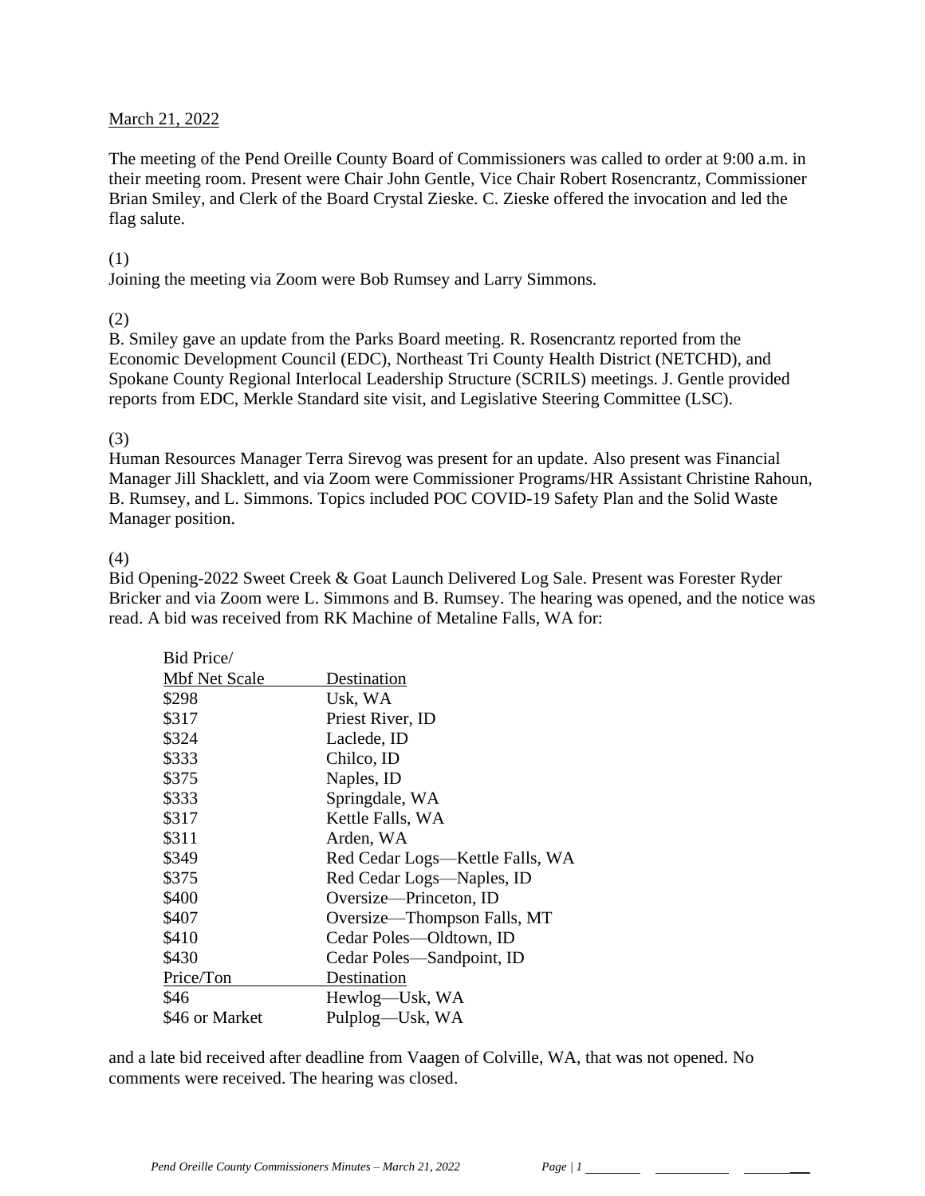March 21, 2022

The meeting of the Pend Oreille County Board of Commissioners was called to order at 9:00 a.m. in their meeting room. Present were Chair John Gentle, Vice Chair Robert Rosencrantz, Commissioner Brian Smiley, and Clerk of the Board Crystal Zieske. C. Zieske offered the invocation and led the flag salute.

(1)
Joining the meeting via Zoom were Bob Rumsey and Larry Simmons.

(2)
B. Smiley gave an update from the Parks Board meeting. R. Rosencrantz reported from the Economic Development Council (EDC), Northeast Tri County Health District (NETCHD), and Spokane County Regional Interlocal Leadership Structure (SCRILS) meetings. J. Gentle provided reports from EDC, Merkle Standard site visit, and Legislative Steering Committee (LSC).

(3)
Human Resources Manager Terra Sirevog was present for an update. Also present was Financial Manager Jill Shacklett, and via Zoom were Commissioner Programs/HR Assistant Christine Rahoun, B. Rumsey, and L. Simmons. Topics included POC COVID-19 Safety Plan and the Solid Waste Manager position.

(4)
Bid Opening-2022 Sweet Creek & Goat Launch Delivered Log Sale. Present was Forester Ryder Bricker and via Zoom were L. Simmons and B. Rumsey. The hearing was opened, and the notice was read. A bid was received from RK Machine of Metaline Falls, WA for:

| Bid Price/ Mbf Net Scale | Destination |
|---|---|
| $298 | Usk, WA |
| $317 | Priest River, ID |
| $324 | Laclede, ID |
| $333 | Chilco, ID |
| $375 | Naples, ID |
| $333 | Springdale, WA |
| $317 | Kettle Falls, WA |
| $311 | Arden, WA |
| $349 | Red Cedar Logs—Kettle Falls, WA |
| $375 | Red Cedar Logs—Naples, ID |
| $400 | Oversize—Princeton, ID |
| $407 | Oversize—Thompson Falls, MT |
| $410 | Cedar Poles—Oldtown, ID |
| $430 | Cedar Poles—Sandpoint, ID |
| **Price/Ton** | **Destination** |
| $46 | Hewlog—Usk, WA |
| $46 or Market | Pulplog—Usk, WA |

and a late bid received after deadline from Vaagen of Colville, WA, that was not opened. No comments were received. The hearing was closed.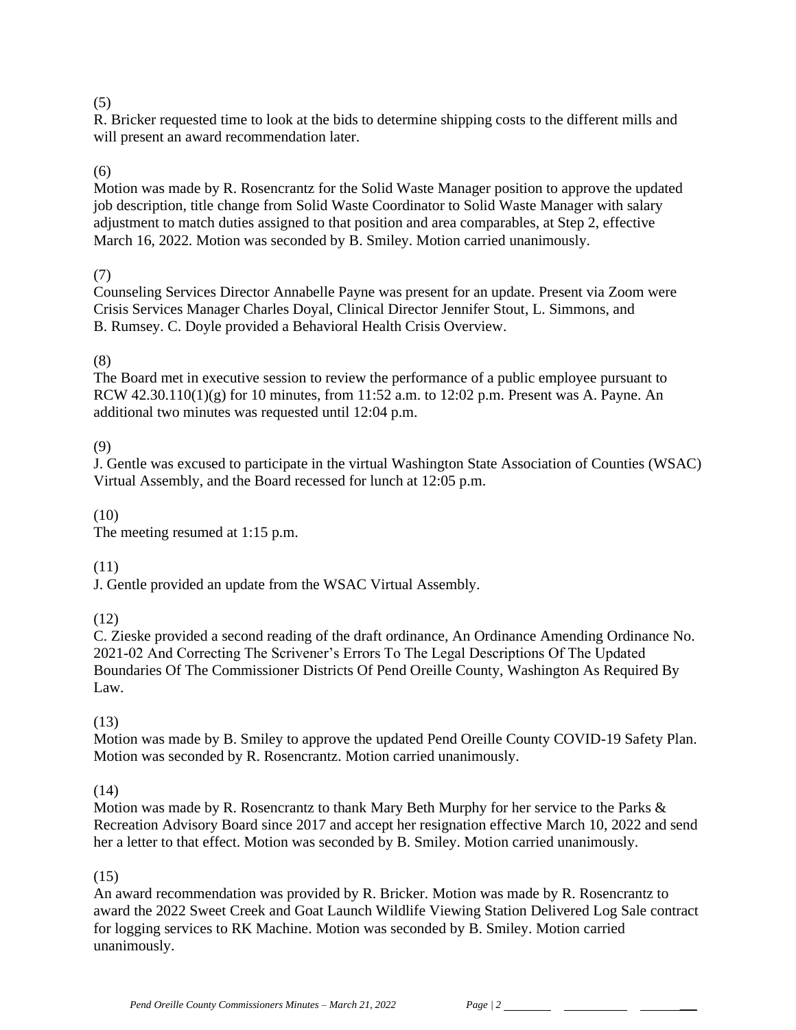(5)

R. Bricker requested time to look at the bids to determine shipping costs to the different mills and will present an award recommendation later.

(6)

Motion was made by R. Rosencrantz for the Solid Waste Manager position to approve the updated job description, title change from Solid Waste Coordinator to Solid Waste Manager with salary adjustment to match duties assigned to that position and area comparables, at Step 2, effective March 16, 2022. Motion was seconded by B. Smiley. Motion carried unanimously.

(7)

Counseling Services Director Annabelle Payne was present for an update. Present via Zoom were Crisis Services Manager Charles Doyal, Clinical Director Jennifer Stout, L. Simmons, and B. Rumsey. C. Doyle provided a Behavioral Health Crisis Overview.

(8)

The Board met in executive session to review the performance of a public employee pursuant to RCW 42.30.110(1)(g) for 10 minutes, from 11:52 a.m. to 12:02 p.m. Present was A. Payne. An additional two minutes was requested until 12:04 p.m.

(9)

J. Gentle was excused to participate in the virtual Washington State Association of Counties (WSAC) Virtual Assembly, and the Board recessed for lunch at 12:05 p.m.

(10)

The meeting resumed at 1:15 p.m.

(11)

J. Gentle provided an update from the WSAC Virtual Assembly.

(12)

C. Zieske provided a second reading of the draft ordinance, An Ordinance Amending Ordinance No. 2021-02 And Correcting The Scrivener's Errors To The Legal Descriptions Of The Updated Boundaries Of The Commissioner Districts Of Pend Oreille County, Washington As Required By Law.

(13)

Motion was made by B. Smiley to approve the updated Pend Oreille County COVID-19 Safety Plan. Motion was seconded by R. Rosencrantz. Motion carried unanimously.

(14)

Motion was made by R. Rosencrantz to thank Mary Beth Murphy for her service to the Parks & Recreation Advisory Board since 2017 and accept her resignation effective March 10, 2022 and send her a letter to that effect. Motion was seconded by B. Smiley. Motion carried unanimously.

(15)

An award recommendation was provided by R. Bricker. Motion was made by R. Rosencrantz to award the 2022 Sweet Creek and Goat Launch Wildlife Viewing Station Delivered Log Sale contract for logging services to RK Machine. Motion was seconded by B. Smiley. Motion carried unanimously.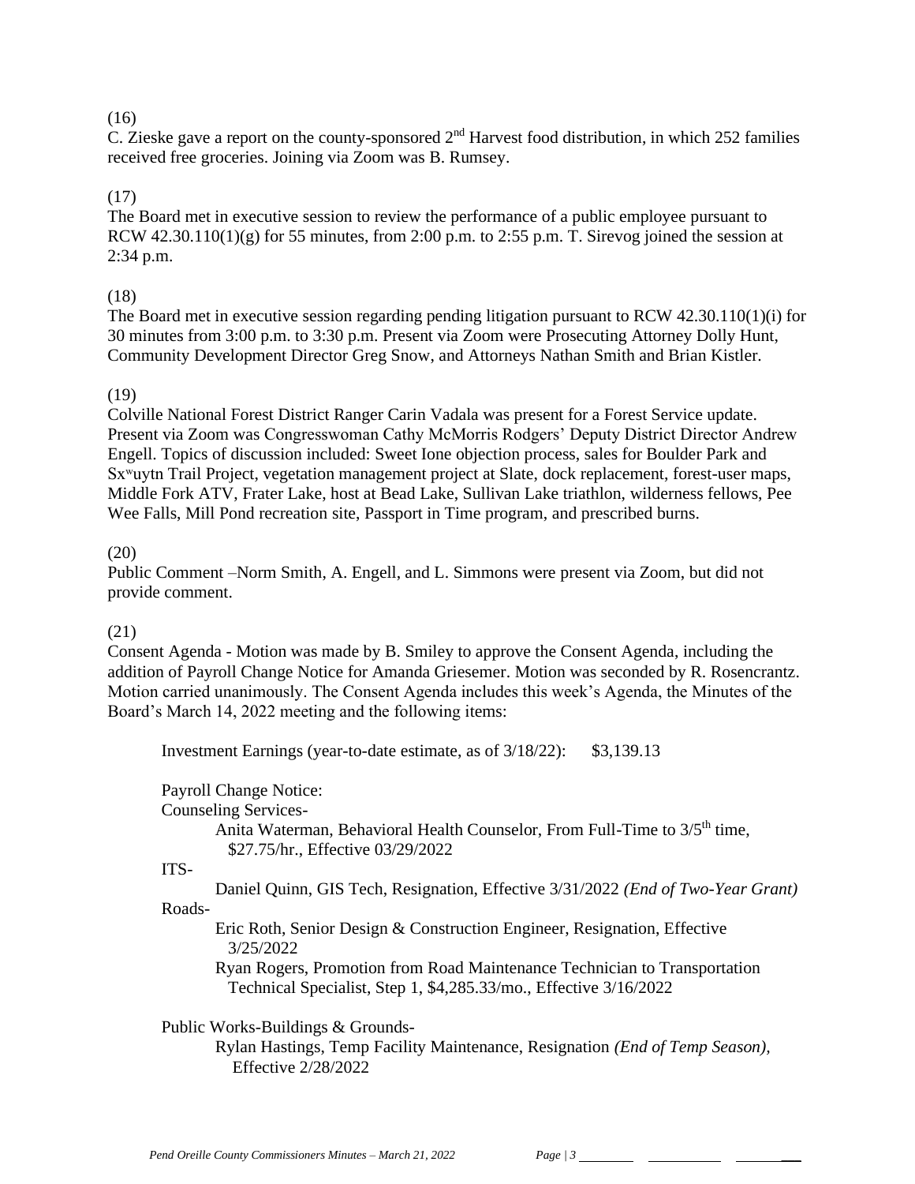(16)

C. Zieske gave a report on the county-sponsored 2nd Harvest food distribution, in which 252 families received free groceries. Joining via Zoom was B. Rumsey.

(17)

The Board met in executive session to review the performance of a public employee pursuant to RCW 42.30.110(1)(g) for 55 minutes, from 2:00 p.m. to 2:55 p.m. T. Sirevog joined the session at 2:34 p.m.

(18)

The Board met in executive session regarding pending litigation pursuant to RCW 42.30.110(1)(i) for 30 minutes from 3:00 p.m. to 3:30 p.m. Present via Zoom were Prosecuting Attorney Dolly Hunt, Community Development Director Greg Snow, and Attorneys Nathan Smith and Brian Kistler.

(19)

Colville National Forest District Ranger Carin Vadala was present for a Forest Service update. Present via Zoom was Congresswoman Cathy McMorris Rodgers' Deputy District Director Andrew Engell. Topics of discussion included: Sweet Ione objection process, sales for Boulder Park and Sxʷuytn Trail Project, vegetation management project at Slate, dock replacement, forest-user maps, Middle Fork ATV, Frater Lake, host at Bead Lake, Sullivan Lake triathlon, wilderness fellows, Pee Wee Falls, Mill Pond recreation site, Passport in Time program, and prescribed burns.

(20)

Public Comment –Norm Smith, A. Engell, and L. Simmons were present via Zoom, but did not provide comment.

(21)

Consent Agenda - Motion was made by B. Smiley to approve the Consent Agenda, including the addition of Payroll Change Notice for Amanda Griesemer. Motion was seconded by R. Rosencrantz. Motion carried unanimously. The Consent Agenda includes this week's Agenda, the Minutes of the Board's March 14, 2022 meeting and the following items:

Investment Earnings (year-to-date estimate, as of 3/18/22): $3,139.13

Payroll Change Notice:

Counseling Services-

Anita Waterman, Behavioral Health Counselor, From Full-Time to 3/5th time, $27.75/hr., Effective 03/29/2022

ITS-

Daniel Quinn, GIS Tech, Resignation, Effective 3/31/2022 *(End of Two-Year Grant)*

Roads-

Eric Roth, Senior Design & Construction Engineer, Resignation, Effective 3/25/2022

Ryan Rogers, Promotion from Road Maintenance Technician to Transportation Technical Specialist, Step 1, $4,285.33/mo., Effective 3/16/2022

Public Works-Buildings & Grounds-

Rylan Hastings, Temp Facility Maintenance, Resignation *(End of Temp Season)*, Effective 2/28/2022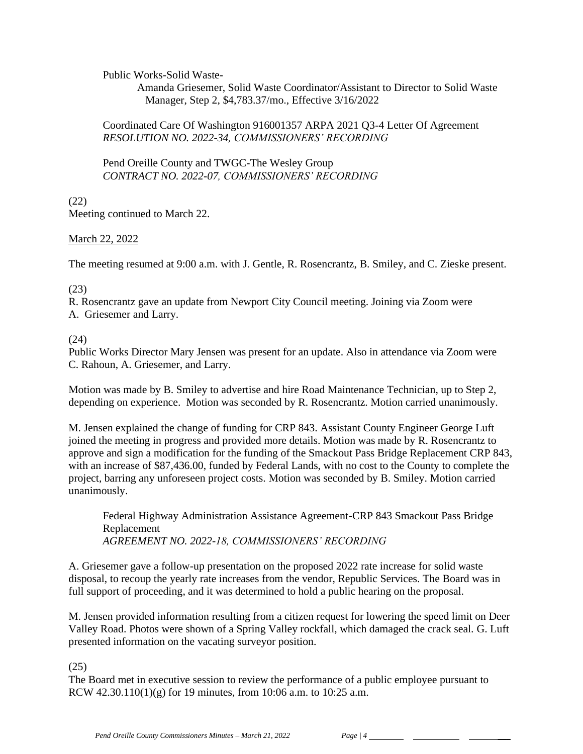Public Works-Solid Waste-

Amanda Griesemer, Solid Waste Coordinator/Assistant to Director to Solid Waste Manager, Step 2, $4,783.37/mo., Effective 3/16/2022

Coordinated Care Of Washington 916001357 ARPA 2021 Q3-4 Letter Of Agreement
*RESOLUTION NO. 2022-34, COMMISSIONERS' RECORDING*

Pend Oreille County and TWGC-The Wesley Group
*CONTRACT NO. 2022-07, COMMISSIONERS' RECORDING*

(22)
Meeting continued to March 22.

March 22, 2022

The meeting resumed at 9:00 a.m. with J. Gentle, R. Rosencrantz, B. Smiley, and C. Zieske present.

(23)
R. Rosencrantz gave an update from Newport City Council meeting. Joining via Zoom were A. Griesemer and Larry.

(24)
Public Works Director Mary Jensen was present for an update. Also in attendance via Zoom were C. Rahoun, A. Griesemer, and Larry.

Motion was made by B. Smiley to advertise and hire Road Maintenance Technician, up to Step 2, depending on experience. Motion was seconded by R. Rosencrantz. Motion carried unanimously.

M. Jensen explained the change of funding for CRP 843. Assistant County Engineer George Luft joined the meeting in progress and provided more details. Motion was made by R. Rosencrantz to approve and sign a modification for the funding of the Smackout Pass Bridge Replacement CRP 843, with an increase of $87,436.00, funded by Federal Lands, with no cost to the County to complete the project, barring any unforeseen project costs. Motion was seconded by B. Smiley. Motion carried unanimously.

Federal Highway Administration Assistance Agreement-CRP 843 Smackout Pass Bridge Replacement
*AGREEMENT NO. 2022-18, COMMISSIONERS' RECORDING*

A. Griesemer gave a follow-up presentation on the proposed 2022 rate increase for solid waste disposal, to recoup the yearly rate increases from the vendor, Republic Services. The Board was in full support of proceeding, and it was determined to hold a public hearing on the proposal.

M. Jensen provided information resulting from a citizen request for lowering the speed limit on Deer Valley Road. Photos were shown of a Spring Valley rockfall, which damaged the crack seal. G. Luft presented information on the vacating surveyor position.

(25)
The Board met in executive session to review the performance of a public employee pursuant to RCW 42.30.110(1)(g) for 19 minutes, from 10:06 a.m. to 10:25 a.m.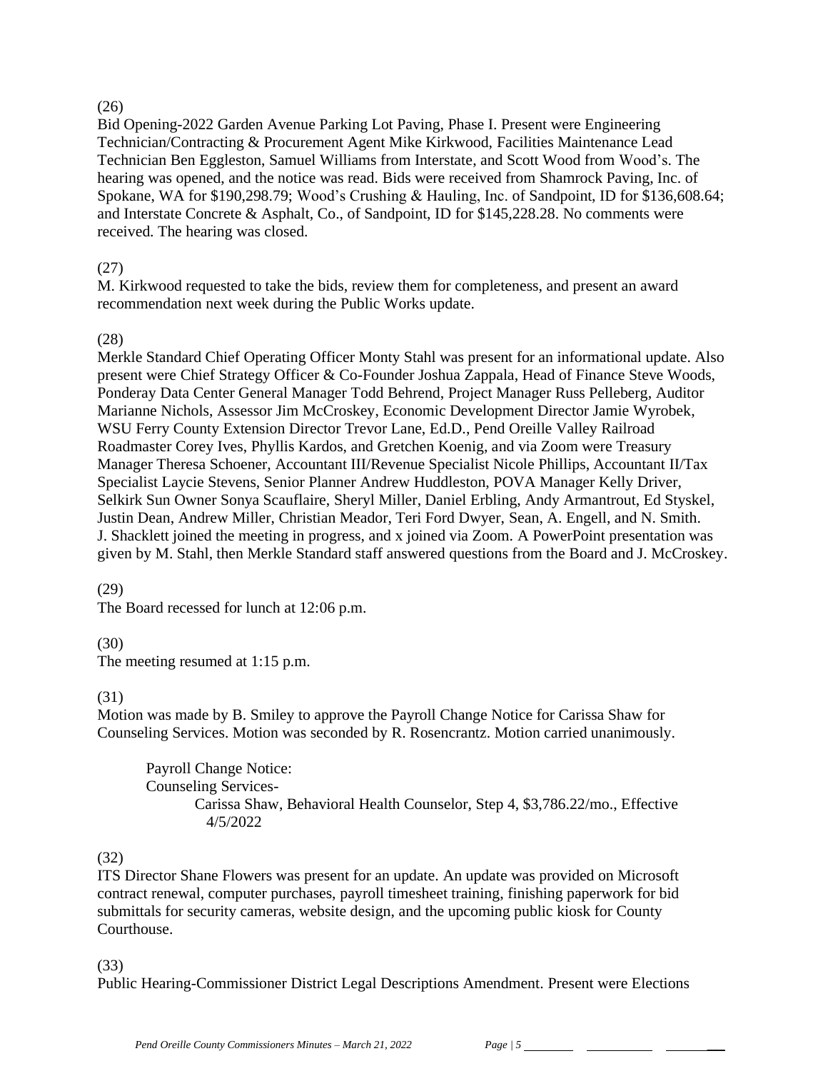(26)

Bid Opening-2022 Garden Avenue Parking Lot Paving, Phase I. Present were Engineering Technician/Contracting & Procurement Agent Mike Kirkwood, Facilities Maintenance Lead Technician Ben Eggleston, Samuel Williams from Interstate, and Scott Wood from Wood's. The hearing was opened, and the notice was read. Bids were received from Shamrock Paving, Inc. of Spokane, WA for $190,298.79; Wood's Crushing & Hauling, Inc. of Sandpoint, ID for $136,608.64; and Interstate Concrete & Asphalt, Co., of Sandpoint, ID for $145,228.28. No comments were received. The hearing was closed.

(27)

M. Kirkwood requested to take the bids, review them for completeness, and present an award recommendation next week during the Public Works update.

(28)

Merkle Standard Chief Operating Officer Monty Stahl was present for an informational update. Also present were Chief Strategy Officer & Co-Founder Joshua Zappala, Head of Finance Steve Woods, Ponderay Data Center General Manager Todd Behrend, Project Manager Russ Pelleberg, Auditor Marianne Nichols, Assessor Jim McCroskey, Economic Development Director Jamie Wyrobek, WSU Ferry County Extension Director Trevor Lane, Ed.D., Pend Oreille Valley Railroad Roadmaster Corey Ives, Phyllis Kardos, and Gretchen Koenig, and via Zoom were Treasury Manager Theresa Schoener, Accountant III/Revenue Specialist Nicole Phillips, Accountant II/Tax Specialist Laycie Stevens, Senior Planner Andrew Huddleston, POVA Manager Kelly Driver, Selkirk Sun Owner Sonya Scauflaire, Sheryl Miller, Daniel Erbling, Andy Armantrout, Ed Styskel, Justin Dean, Andrew Miller, Christian Meador, Teri Ford Dwyer, Sean, A. Engell, and N. Smith. J. Shacklett joined the meeting in progress, and x joined via Zoom. A PowerPoint presentation was given by M. Stahl, then Merkle Standard staff answered questions from the Board and J. McCroskey.

(29)

The Board recessed for lunch at 12:06 p.m.

(30)

The meeting resumed at 1:15 p.m.

(31)

Motion was made by B. Smiley to approve the Payroll Change Notice for Carissa Shaw for Counseling Services. Motion was seconded by R. Rosencrantz. Motion carried unanimously.

Payroll Change Notice:
Counseling Services-
Carissa Shaw, Behavioral Health Counselor, Step 4, $3,786.22/mo., Effective 4/5/2022

(32)

ITS Director Shane Flowers was present for an update. An update was provided on Microsoft contract renewal, computer purchases, payroll timesheet training, finishing paperwork for bid submittals for security cameras, website design, and the upcoming public kiosk for County Courthouse.

(33)

Public Hearing-Commissioner District Legal Descriptions Amendment. Present were Elections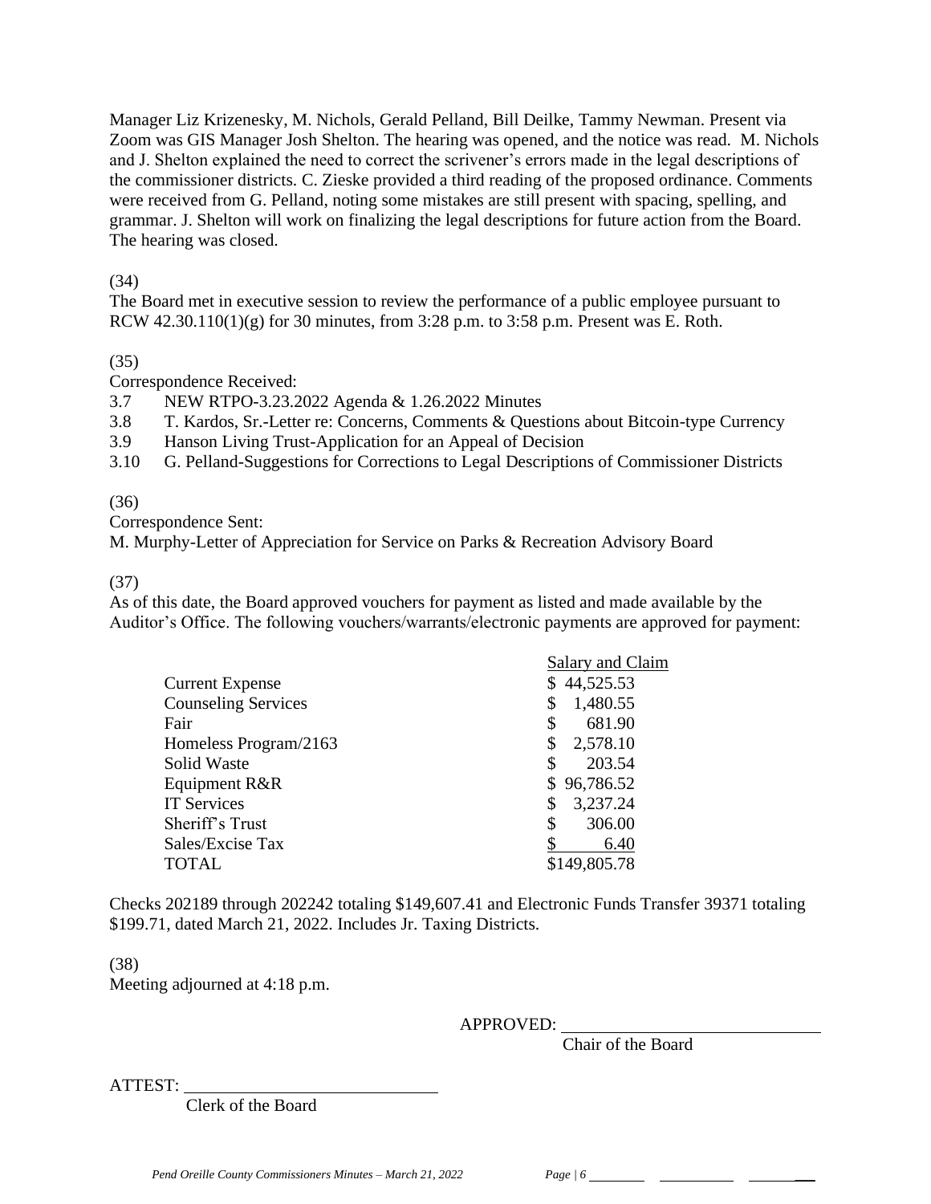Manager Liz Krizenesky, M. Nichols, Gerald Pelland, Bill Deilke, Tammy Newman. Present via Zoom was GIS Manager Josh Shelton. The hearing was opened, and the notice was read. M. Nichols and J. Shelton explained the need to correct the scrivener's errors made in the legal descriptions of the commissioner districts. C. Zieske provided a third reading of the proposed ordinance. Comments were received from G. Pelland, noting some mistakes are still present with spacing, spelling, and grammar. J. Shelton will work on finalizing the legal descriptions for future action from the Board. The hearing was closed.

(34)

The Board met in executive session to review the performance of a public employee pursuant to RCW 42.30.110(1)(g) for 30 minutes, from 3:28 p.m. to 3:58 p.m. Present was E. Roth.

(35)

Correspondence Received:

3.7 NEW RTPO-3.23.2022 Agenda & 1.26.2022 Minutes
3.8 T. Kardos, Sr.-Letter re: Concerns, Comments & Questions about Bitcoin-type Currency
3.9 Hanson Living Trust-Application for an Appeal of Decision
3.10 G. Pelland-Suggestions for Corrections to Legal Descriptions of Commissioner Districts

(36)

Correspondence Sent:

M. Murphy-Letter of Appreciation for Service on Parks & Recreation Advisory Board

(37)

As of this date, the Board approved vouchers for payment as listed and made available by the Auditor's Office. The following vouchers/warrants/electronic payments are approved for payment:

| | Salary and Claim |
|---|---|
| Current Expense | $ 44,525.53 |
| Counseling Services | $ 1,480.55 |
| Fair | $ 681.90 |
| Homeless Program/2163 | $ 2,578.10 |
| Solid Waste | $ 203.54 |
| Equipment R&R | $ 96,786.52 |
| IT Services | $ 3,237.24 |
| Sheriff's Trust | $ 306.00 |
| Sales/Excise Tax | $ 6.40 |
| TOTAL | $149,805.78 |

Checks 202189 through 202242 totaling $149,607.41 and Electronic Funds Transfer 39371 totaling $199.71, dated March 21, 2022. Includes Jr. Taxing Districts.

(38)

Meeting adjourned at 4:18 p.m.

APPROVED: ______________________________
Chair of the Board

ATTEST: ______________________________
Clerk of the Board